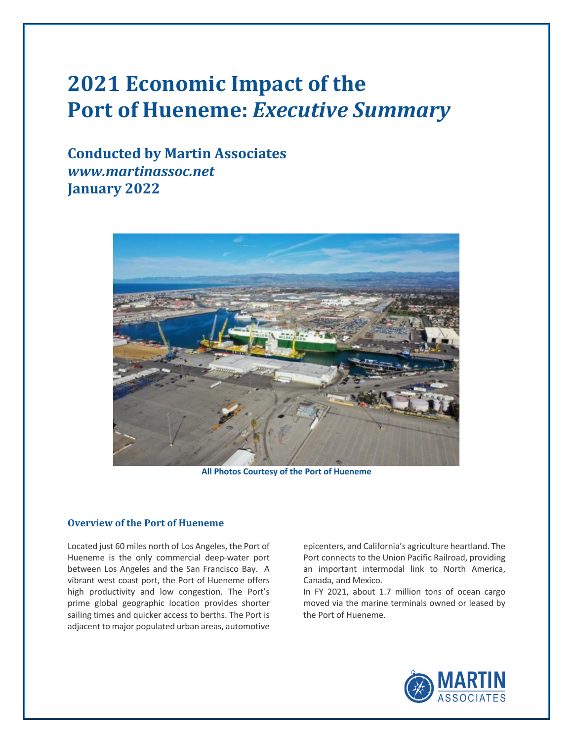# 2021 Economic Impact of the Port of Hueneme: *Executive Summary*

## Conducted by Martin Associates
## *www.martinassoc.net*
## January 2022

**All Photos Courtesy of the Port of Hueneme**

### Overview of the Port of Hueneme

Located just 60 miles north of Los Angeles, the Port of Hueneme is the only commercial deep-water port between Los Angeles and the San Francisco Bay. A vibrant west coast port, the Port of Hueneme offers high productivity and low congestion. The Port's prime global geographic location provides shorter sailing times and quicker access to berths. The Port is adjacent to major populated urban areas, automotive epicenters, and California's agriculture heartland. The Port connects to the Union Pacific Railroad, providing an important intermodal link to North America, Canada, and Mexico.

In FY 2021, about 1.7 million tons of ocean cargo moved via the marine terminals owned or leased by the Port of Hueneme.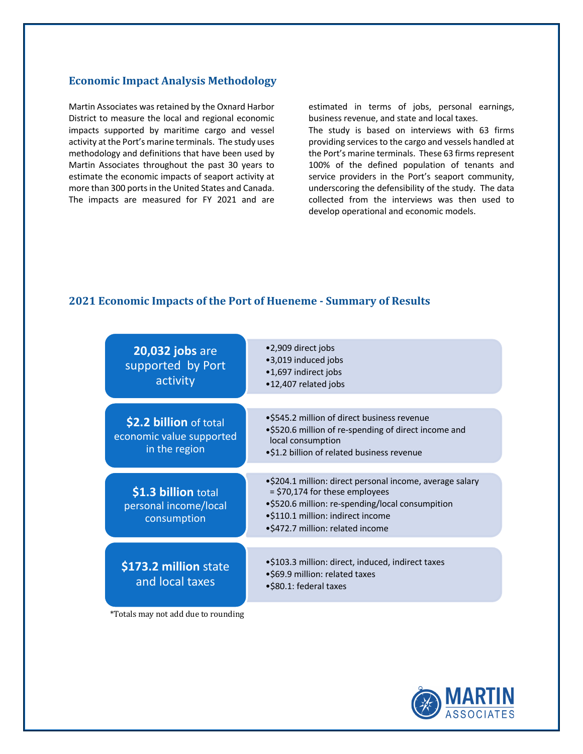## Economic Impact Analysis Methodology

Martin Associates was retained by the Oxnard Harbor District to measure the local and regional economic impacts supported by maritime cargo and vessel activity at the Port's marine terminals. The study uses methodology and definitions that have been used by Martin Associates throughout the past 30 years to estimate the economic impacts of seaport activity at more than 300 ports in the United States and Canada. The impacts are measured for FY 2021 and are estimated in terms of jobs, personal earnings, business revenue, and state and local taxes.

The study is based on interviews with 63 firms providing services to the cargo and vessels handled at the Port's marine terminals. These 63 firms represent 100% of the defined population of tenants and service providers in the Port's seaport community, underscoring the defensibility of the study. The data collected from the interviews was then used to develop operational and economic models.

## 2021 Economic Impacts of the Port of Hueneme - Summary of Results

**20,032 jobs** are supported by Port activity

- 2,909 direct jobs
- 3,019 induced jobs
- 1,697 indirect jobs
- 12,407 related jobs

**$2.2 billion** of total economic value supported in the region

- $545.2 million of direct business revenue
- $520.6 million of re-spending of direct income and local consumption
- $1.2 billion of related business revenue

**$1.3 billion** total personal income/local consumption

- $204.1 million: direct personal income, average salary = $70,174 for these employees
- $520.6 million: re-spending/local consumption
- $110.1 million: indirect income
- $472.7 million: related income

**$173.2 million** state and local taxes

- $103.3 million: direct, induced, indirect taxes
- $69.9 million: related taxes
- $80.1: federal taxes

*Totals may not add due to rounding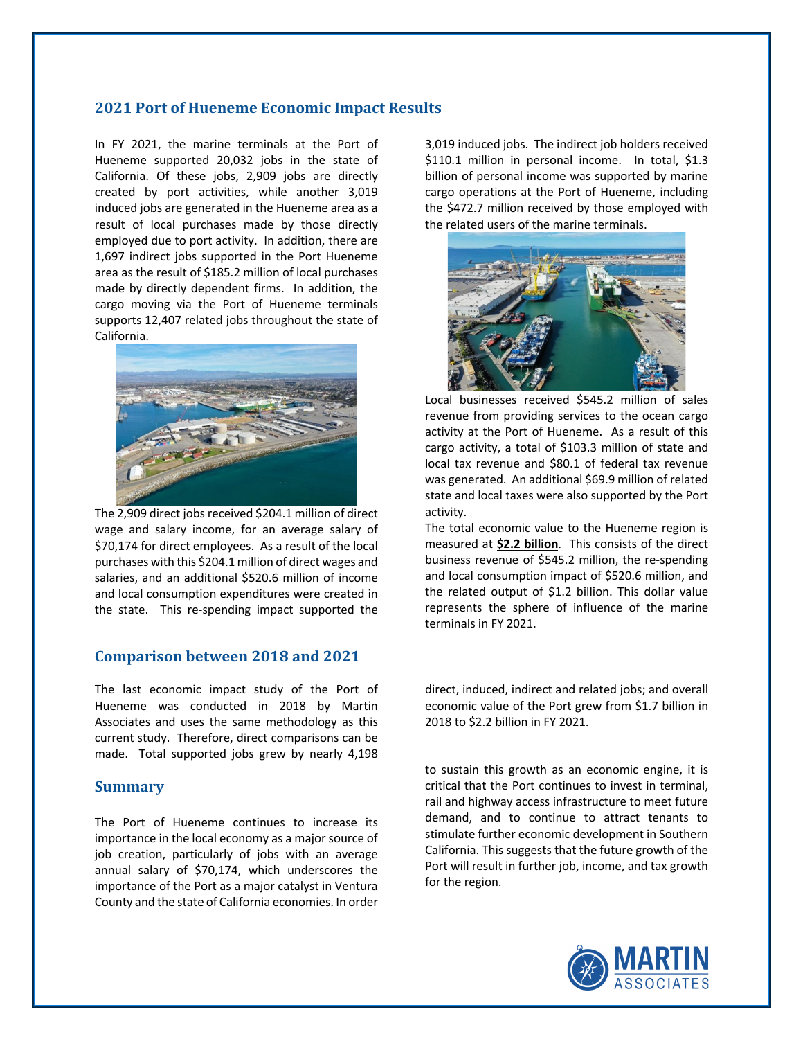## 2021 Port of Hueneme Economic Impact Results

In FY 2021, the marine terminals at the Port of Hueneme supported 20,032 jobs in the state of California. Of these jobs, 2,909 jobs are directly created by port activities, while another 3,019 induced jobs are generated in the Hueneme area as a result of local purchases made by those directly employed due to port activity. In addition, there are 1,697 indirect jobs supported in the Port Hueneme area as the result of $185.2 million of local purchases made by directly dependent firms. In addition, the cargo moving via the Port of Hueneme terminals supports 12,407 related jobs throughout the state of California.

The 2,909 direct jobs received $204.1 million of direct wage and salary income, for an average salary of $70,174 for direct employees. As a result of the local purchases with this $204.1 million of direct wages and salaries, and an additional $520.6 million of income and local consumption expenditures were created in the state. This re-spending impact supported the 3,019 induced jobs. The indirect job holders received $110.1 million in personal income. In total, $1.3 billion of personal income was supported by marine cargo operations at the Port of Hueneme, including the $472.7 million received by those employed with the related users of the marine terminals.

Local businesses received $545.2 million of sales revenue from providing services to the ocean cargo activity at the Port of Hueneme. As a result of this cargo activity, a total of $103.3 million of state and local tax revenue and $80.1 of federal tax revenue was generated. An additional $69.9 million of related state and local taxes were also supported by the Port activity.

The total economic value to the Hueneme region is measured at **$2.2 billion**. This consists of the direct business revenue of $545.2 million, the re-spending and local consumption impact of $520.6 million, and the related output of $1.2 billion. This dollar value represents the sphere of influence of the marine terminals in FY 2021.

## Comparison between 2018 and 2021

The last economic impact study of the Port of Hueneme was conducted in 2018 by Martin Associates and uses the same methodology as this current study. Therefore, direct comparisons can be made. Total supported jobs grew by nearly 4,198 direct, induced, indirect and related jobs; and overall economic value of the Port grew from $1.7 billion in 2018 to $2.2 billion in FY 2021.

## Summary

The Port of Hueneme continues to increase its importance in the local economy as a major source of job creation, particularly of jobs with an average annual salary of $70,174, which underscores the importance of the Port as a major catalyst in Ventura County and the state of California economies. In order to sustain this growth as an economic engine, it is critical that the Port continues to invest in terminal, rail and highway access infrastructure to meet future demand, and to continue to attract tenants to stimulate further economic development in Southern California. This suggests that the future growth of the Port will result in further job, income, and tax growth for the region.